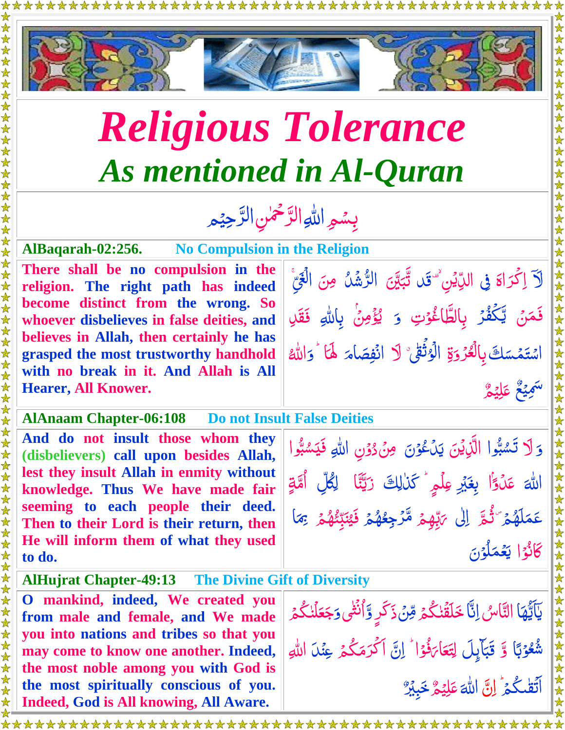# Religious Tolerance
## As mentioned in Al-Quran

بِسۡمِ اللّٰہِ الرَّحۡمٰنِ الرَّحِیۡمِ

**AlBaqarah-02:256.** **No Compulsion in the Religion**

| | |
|---|---|
| **There shall be no compulsion in the religion. The right path has indeed become distinct from the wrong. So whoever disbelieves in false deities, and believes in Allah, then certainly he has grasped the most trustworthy handhold with no break in it. And Allah is All Hearer, All Knower.** | لَاۤ اِکۡرَاہَ فِی الدِّیۡنِ ۟ۙ قَدۡ تَّبَیَّنَ الرُّشۡدُ مِنَ الۡغَیِّ ۚ فَمَنۡ یَّکۡفُرۡ بِالطَّاغُوۡتِ وَ یُؤۡمِنۡۢ بِاللّٰہِ فَقَدِ اسۡتَمۡسَکَ بِالۡعُرۡوَۃِ الۡوُثۡقٰی ٭ لَا انۡفِصَامَ لَہَا ؕ وَاللّٰہُ سَمِیۡعٌ عَلِیۡمٌ |

**AlAnaam Chapter-06:108** **Do not Insult False Deities**

| | |
|---|---|
| **And do not insult those whom they (disbelievers) call upon besides Allah, lest they insult Allah in enmity without knowledge. Thus We have made fair seeming to each people their deed. Then to their Lord is their return, then He will inform them of what they used to do.** | وَ لَا تَسُبُّوا الَّذِیۡنَ یَدۡعُوۡنَ مِنۡ دُوۡنِ اللّٰہِ فَیَسُبُّوا اللّٰہَ عَدۡوًۢا بِغَیۡرِ عِلۡمٍ ؕ کَذٰلِکَ زَیَّنَّا لِکُلِّ اُمَّۃٍ عَمَلَہُمۡ ۪ ثُمَّ اِلٰی رَبِّہِمۡ مَّرۡجِعُہُمۡ فَیُنَبِّئُہُمۡ بِمَا کَانُوۡا یَعۡمَلُوۡنَ |

**AlHujrat Chapter-49:13** **The Divine Gift of Diversity**

| | |
|---|---|
| **O mankind, indeed, We created you from male and female, and We made you into nations and tribes so that you may come to know one another. Indeed, the most noble among you with God is the most spiritually conscious of you. Indeed, God is All knowing, All Aware.** | یٰۤاَیُّہَا النَّاسُ اِنَّا خَلَقۡنٰکُمۡ مِّنۡ ذَکَرٍ وَّ اُنۡثٰی وَ جَعَلۡنٰکُمۡ شُعُوۡبًا وَّ قَبَآئِلَ لِتَعَارَفُوۡا ؕ اِنَّ اَکۡرَمَکُمۡ عِنۡدَ اللّٰہِ اَتۡقٰکُمۡ ؕ اِنَّ اللّٰہَ عَلِیۡمٌ خَبِیۡرٌ |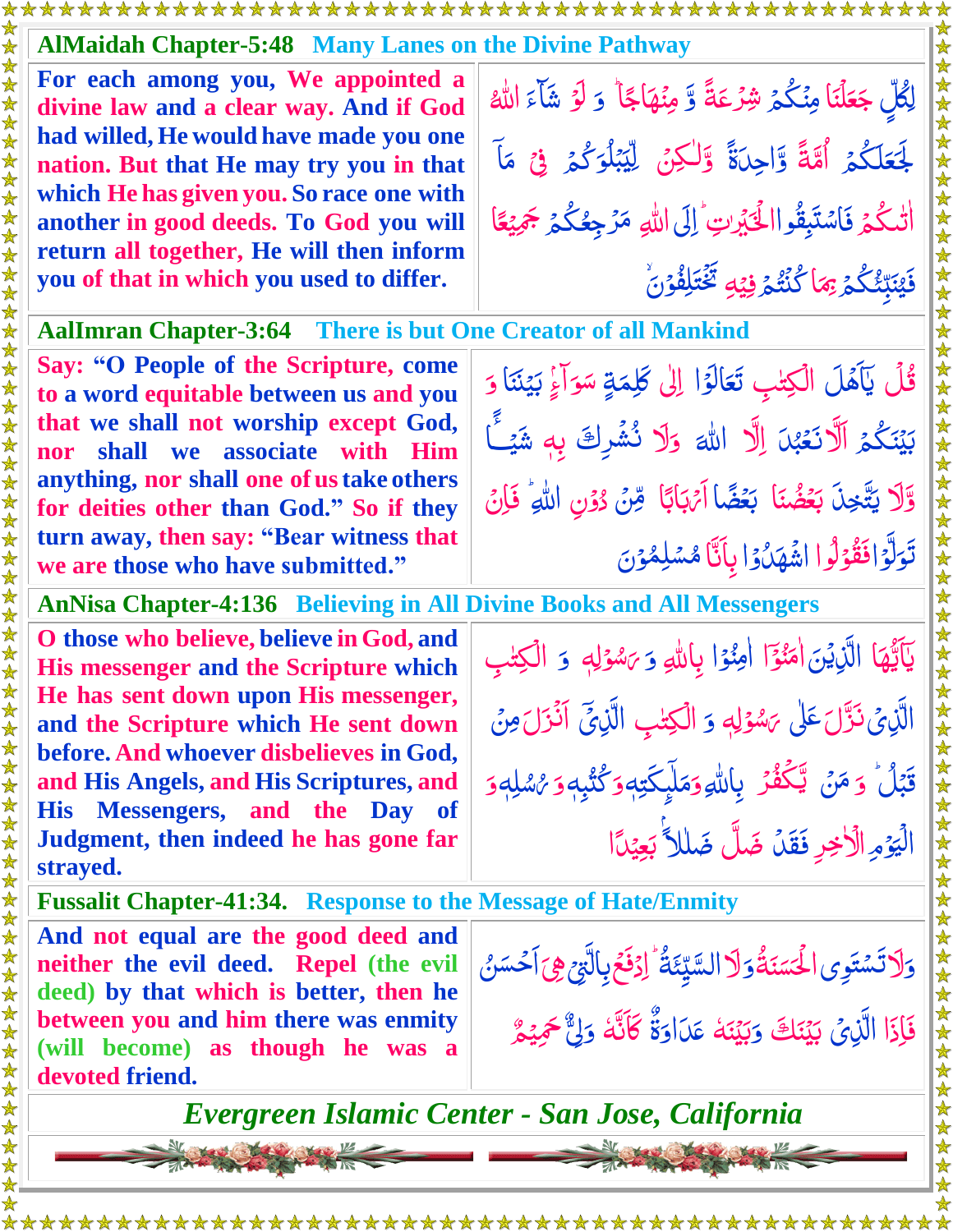## AlMaidah Chapter-5:48 Many Lanes on the Divine Pathway

| | |
|---|---|
| For each among you, We appointed a divine law and a clear way. And if God had willed, He would have made you one nation. But that He may try you in that which He has given you. So race one with another in good deeds. To God you will return all together, He will then inform you of that in which you used to differ. | لِكُلٍّ جَعَلْنَا مِنْكُمْ شِرْعَةً وَّ مِنْهَاجًا ؕ وَ لَوْ شَآءَ اللّٰهُ لَجَعَلَكُمْ اُمَّةً وَّاحِدَةً وَّلٰكِنْ لِّيَبْلُوَكُمْ فِىْ مَآ اٰتٰٮكُمْ فَاسْتَبِقُوا الْخَيْرٰتِ ؕ اِلَى اللّٰهِ مَرْجِعُكُمْ جَمِيْعًا فَيُنَبِّئُكُمْ بِمَا كُنْتُمْ فِيْهِ تَخْتَلِفُوْنَ ۙ |

## AalImran Chapter-3:64 There is but One Creator of all Mankind

| | |
|---|---|
| Say: "O People of the Scripture, come to a word equitable between us and you that we shall not worship except God, nor shall we associate with Him anything, nor shall one of us take others for deities other than God." So if they turn away, then say: "Bear witness that we are those who have submitted." | قُلْ يٰۤـاَهْلَ الْكِتٰبِ تَعَالَوْا اِلٰى كَلِمَةٍ سَوَآءٍۢ بَيْنَنَا وَبَيْنَكُمْ اَلَّا نَعْبُدَ اِلَّا اللّٰهَ وَلَا نُشْرِكَ بِهٖ شَيْـًٔـا وَّلَا يَتَّخِذَ بَعْضُنَا بَعْضًا اَرْبَابًا مِّنْ دُوْنِ اللّٰهِ ؕ فَاِنْ تَوَلَّوْا فَقُوْلُوا اشْهَدُوْا بِاَنَّا مُسْلِمُوْنَ |

## AnNisa Chapter-4:136 Believing in All Divine Books and All Messengers

| | |
|---|---|
| O those who believe, believe in God, and His messenger and the Scripture which He has sent down upon His messenger, and the Scripture which He sent down before. And whoever disbelieves in God, and His Angels, and His Scriptures, and His Messengers, and the Day of Judgment, then indeed he has gone far strayed. | يٰۤاَيُّهَا الَّذِيْنَ اٰمَنُوْۤا اٰمِنُوْا بِاللّٰهِ وَرَسُوْلِهٖ وَالْكِتٰبِ الَّذِىْ نَزَّلَ عَلٰى رَسُوْلِهٖ وَالْكِتٰبِ الَّذِىْۤ اَنْزَلَ مِنْ قَبْلُ ؕ وَمَنْ يَّكْفُرْ بِاللّٰهِ وَمَلٰۤـئِكَتِهٖ وَكُتُبِهٖ وَرُسُلِهٖ وَالْيَوْمِ الْاٰخِرِ فَقَدْ ضَلَّ ضَلٰلًاۢ بَعِيْدًا |

## Fussalit Chapter-41:34. Response to the Message of Hate/Enmity

| | |
|---|---|
| And not equal are the good deed and neither the evil deed. Repel (the evil deed) by that which is better, then he between you and him there was enmity (will become) as though he was a devoted friend. | وَلَا تَسْتَوِى الْحَسَنَةُ وَلَا السَّيِّئَةُ ؕ اِدْفَعْ بِالَّتِىْ هِىَ اَحْسَنُ فَاِذَا الَّذِىْ بَيْنَكَ وَبَيْنَهٗ عَدَاوَةٌ كَاَنَّهٗ وَلِىٌّ حَمِيْمٌ |

*Evergreen Islamic Center - San Jose, California*